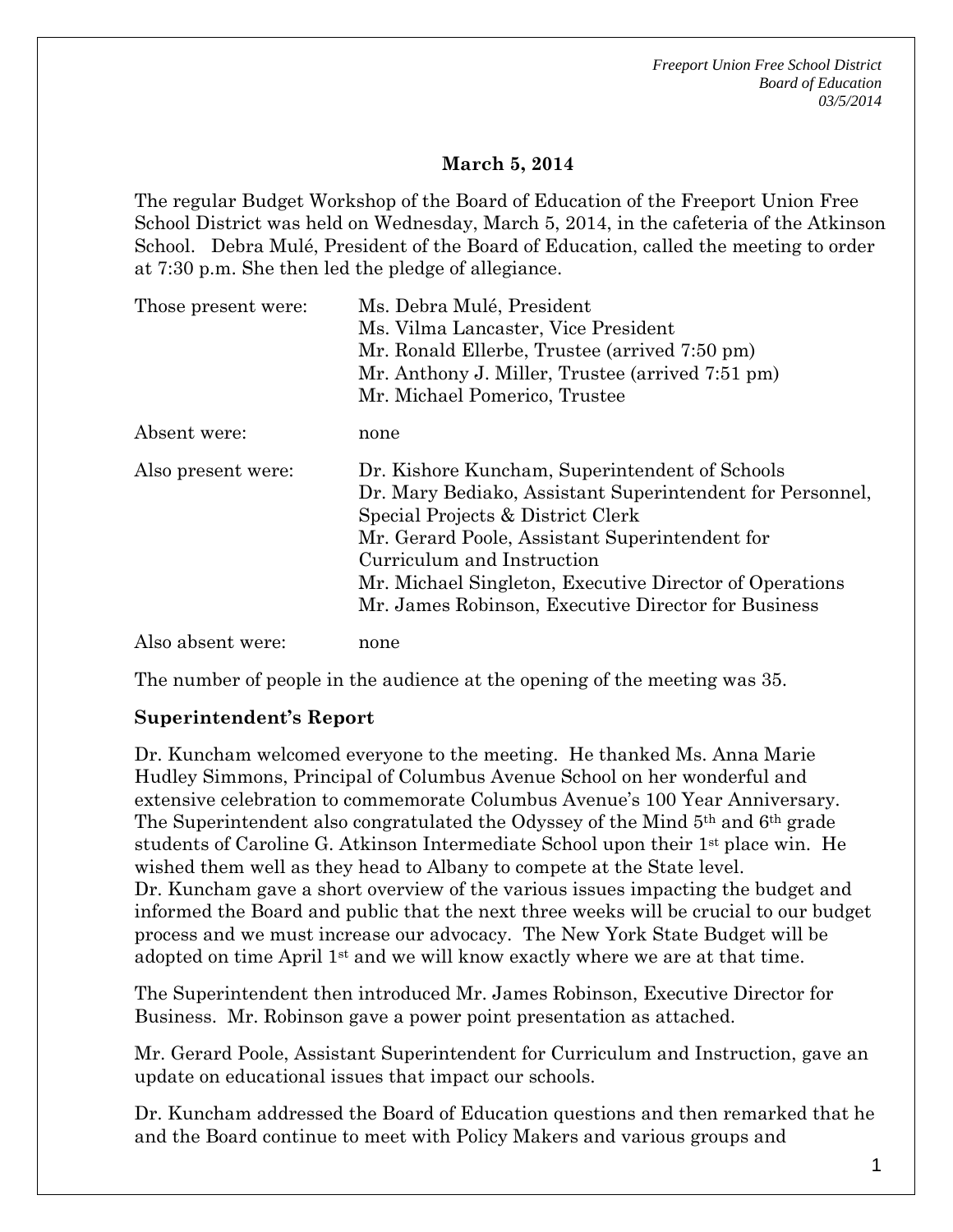**March 5, 2014**

The regular Budget Workshop of the Board of Education of the Freeport Union Free School District was held on Wednesday, March 5, 2014, in the cafeteria of the Atkinson School. Debra Mulé, President of the Board of Education, called the meeting to order at 7:30 p.m. She then led the pledge of allegiance.

| | |
|---|---|
| Those present were: | Ms. Debra Mulé, President<br>Ms. Vilma Lancaster, Vice President<br>Mr. Ronald Ellerbe, Trustee (arrived 7:50 pm)<br>Mr. Anthony J. Miller, Trustee (arrived 7:51 pm)<br>Mr. Michael Pomerico, Trustee |
| Absent were: | none |
| Also present were: | Dr. Kishore Kuncham, Superintendent of Schools<br>Dr. Mary Bediako, Assistant Superintendent for Personnel, Special Projects & District Clerk<br>Mr. Gerard Poole, Assistant Superintendent for Curriculum and Instruction<br>Mr. Michael Singleton, Executive Director of Operations<br>Mr. James Robinson, Executive Director for Business |
| Also absent were: | none |

The number of people in the audience at the opening of the meeting was 35.

**Superintendent's Report**

Dr. Kuncham welcomed everyone to the meeting. He thanked Ms. Anna Marie Hudley Simmons, Principal of Columbus Avenue School on her wonderful and extensive celebration to commemorate Columbus Avenue's 100 Year Anniversary. The Superintendent also congratulated the Odyssey of the Mind 5th and 6th grade students of Caroline G. Atkinson Intermediate School upon their 1st place win. He wished them well as they head to Albany to compete at the State level.
Dr. Kuncham gave a short overview of the various issues impacting the budget and informed the Board and public that the next three weeks will be crucial to our budget process and we must increase our advocacy. The New York State Budget will be adopted on time April 1st and we will know exactly where we are at that time.

The Superintendent then introduced Mr. James Robinson, Executive Director for Business. Mr. Robinson gave a power point presentation as attached.

Mr. Gerard Poole, Assistant Superintendent for Curriculum and Instruction, gave an update on educational issues that impact our schools.

Dr. Kuncham addressed the Board of Education questions and then remarked that he and the Board continue to meet with Policy Makers and various groups and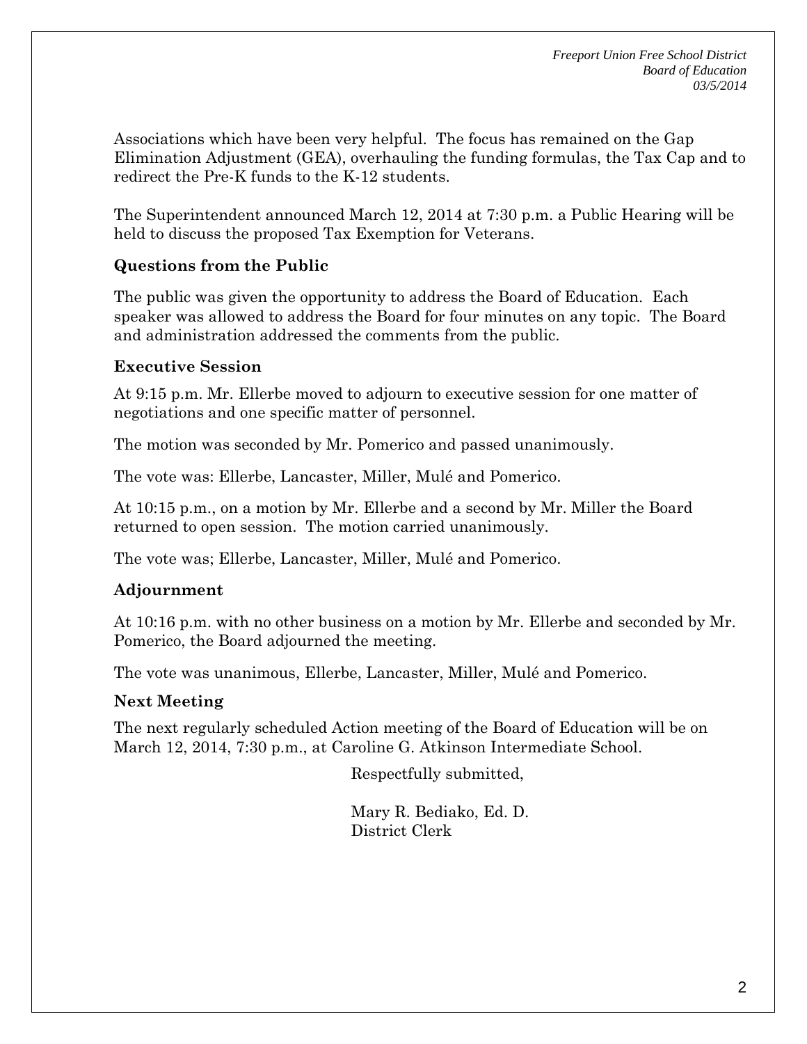Associations which have been very helpful. The focus has remained on the Gap Elimination Adjustment (GEA), overhauling the funding formulas, the Tax Cap and to redirect the Pre-K funds to the K-12 students.

The Superintendent announced March 12, 2014 at 7:30 p.m. a Public Hearing will be held to discuss the proposed Tax Exemption for Veterans.

### Questions from the Public

The public was given the opportunity to address the Board of Education. Each speaker was allowed to address the Board for four minutes on any topic. The Board and administration addressed the comments from the public.

### Executive Session

At 9:15 p.m. Mr. Ellerbe moved to adjourn to executive session for one matter of negotiations and one specific matter of personnel.

The motion was seconded by Mr. Pomerico and passed unanimously.

The vote was: Ellerbe, Lancaster, Miller, Mulé and Pomerico.

At 10:15 p.m., on a motion by Mr. Ellerbe and a second by Mr. Miller the Board returned to open session. The motion carried unanimously.

The vote was; Ellerbe, Lancaster, Miller, Mulé and Pomerico.

### Adjournment

At 10:16 p.m. with no other business on a motion by Mr. Ellerbe and seconded by Mr. Pomerico, the Board adjourned the meeting.

The vote was unanimous, Ellerbe, Lancaster, Miller, Mulé and Pomerico.

### Next Meeting

The next regularly scheduled Action meeting of the Board of Education will be on March 12, 2014, 7:30 p.m., at Caroline G. Atkinson Intermediate School.

Respectfully submitted,

Mary R. Bediako, Ed. D.
District Clerk